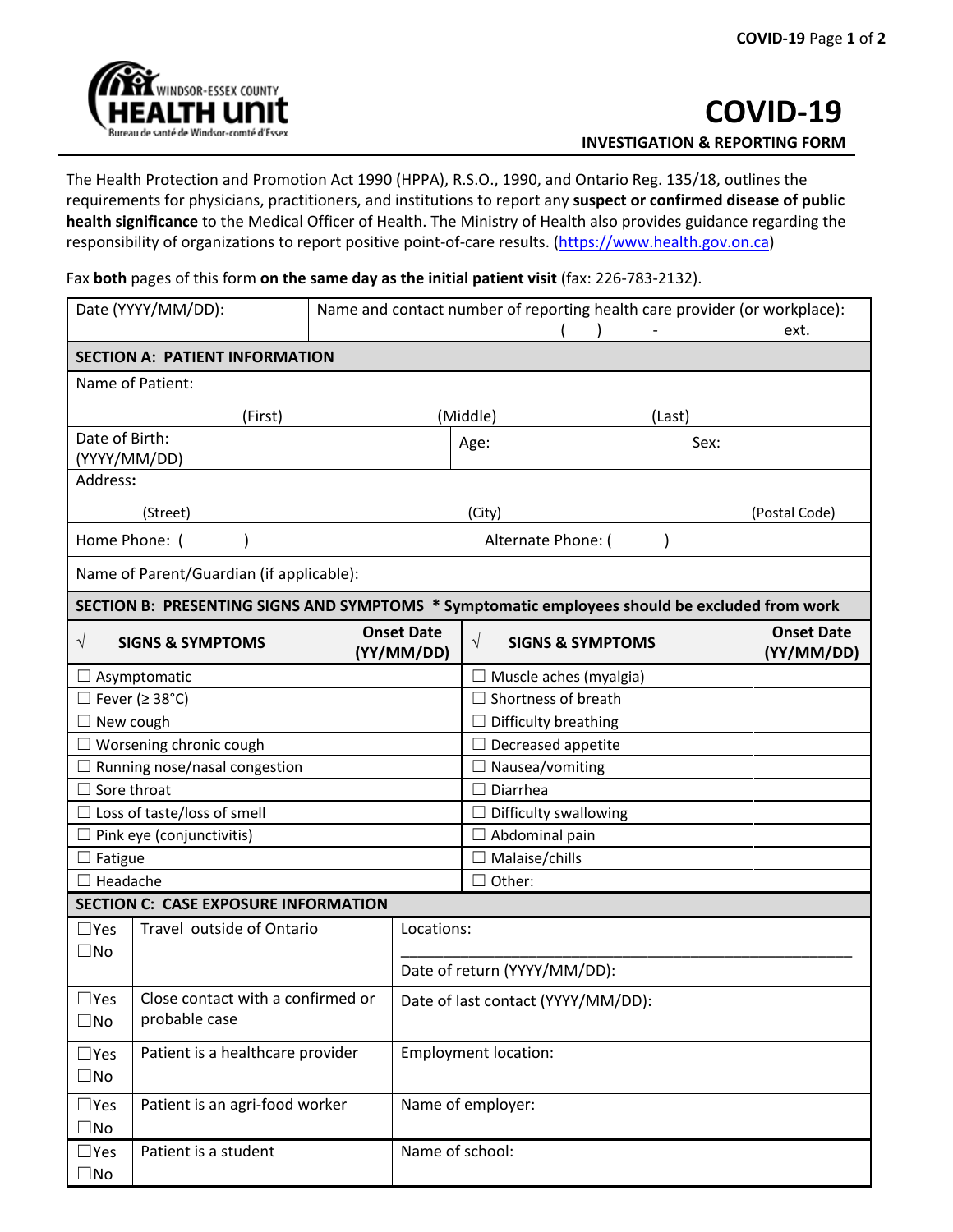WINDSOR-ESSEX COUNTY
**HEALTH unit**
Bureau de santé de Windsor-comté d'Essex

# COVID-19

**INVESTIGATION & REPORTING FORM**

The Health Protection and Promotion Act 1990 (HPPA), R.S.O., 1990, and Ontario Reg. 135/18, outlines the requirements for physicians, practitioners, and institutions to report any **suspect or confirmed disease of public health significance** to the Medical Officer of Health. The Ministry of Health also provides guidance regarding the responsibility of organizations to report positive point-of-care results. (https://www.health.gov.on.ca)

Fax **both** pages of this form **on the same day as the initial patient visit** (fax: 226-783-2132).

| Date (YYYY/MM/DD): | Name and contact number of reporting health care provider (or workplace): ( ) - ext. |
|---|---|

**SECTION A: PATIENT INFORMATION**

| | | |
|---|---|---|
| Name of Patient: (First) (Middle) (Last) | | |
| Date of Birth: (YYYY/MM/DD) | Age: | Sex: |
| Address: (Street) (City) (Postal Code) | | |
| Home Phone: ( ) | Alternate Phone: ( ) | |
| Name of Parent/Guardian (if applicable): | | |

**SECTION B: PRESENTING SIGNS AND SYMPTOMS * Symptomatic employees should be excluded from work**

| √ SIGNS & SYMPTOMS | Onset Date (YY/MM/DD) | √ SIGNS & SYMPTOMS | Onset Date (YY/MM/DD) |
|---|---|---|---|
| ☐ Asymptomatic | | ☐ Muscle aches (myalgia) | |
| ☐ Fever (≥ 38°C) | | ☐ Shortness of breath | |
| ☐ New cough | | ☐ Difficulty breathing | |
| ☐ Worsening chronic cough | | ☐ Decreased appetite | |
| ☐ Running nose/nasal congestion | | ☐ Nausea/vomiting | |
| ☐ Sore throat | | ☐ Diarrhea | |
| ☐ Loss of taste/loss of smell | | ☐ Difficulty swallowing | |
| ☐ Pink eye (conjunctivitis) | | ☐ Abdominal pain | |
| ☐ Fatigue | | ☐ Malaise/chills | |
| ☐ Headache | | ☐ Other: | |

**SECTION C: CASE EXPOSURE INFORMATION**

| | | |
|---|---|---|
| ☐Yes ☐No | Travel outside of Ontario | Locations: ____________ Date of return (YYYY/MM/DD): |
| ☐Yes ☐No | Close contact with a confirmed or probable case | Date of last contact (YYYY/MM/DD): |
| ☐Yes ☐No | Patient is a healthcare provider | Employment location: |
| ☐Yes ☐No | Patient is an agri-food worker | Name of employer: |
| ☐Yes ☐No | Patient is a student | Name of school: |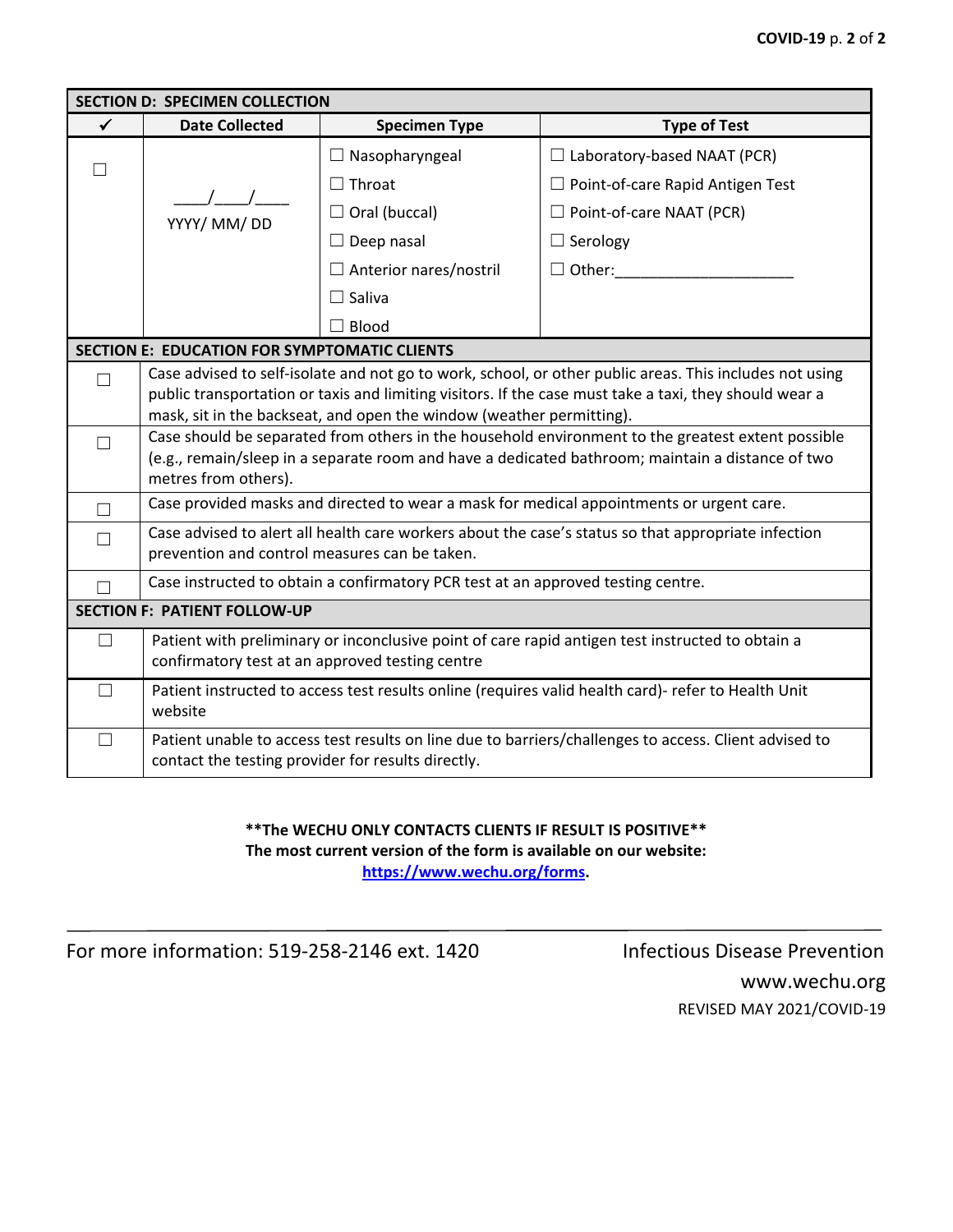| SECTION D: SPECIMEN COLLECTION | | | |
|---|---|---|---|
| ✓ | Date Collected | Specimen Type | Type of Test |
| ☐ | \_\_\_\_/\_\_\_\_/\_\_\_\_ YYYY/ MM/ DD | ☐ Nasopharyngeal<br>☐ Throat<br>☐ Oral (buccal)<br>☐ Deep nasal<br>☐ Anterior nares/nostril<br>☐ Saliva<br>☐ Blood | ☐ Laboratory-based NAAT (PCR)<br>☐ Point-of-care Rapid Antigen Test<br>☐ Point-of-care NAAT (PCR)<br>☐ Serology<br>☐ Other:\_\_\_\_\_\_\_\_\_\_\_\_\_\_\_\_\_\_\_\_ |

| SECTION E: EDUCATION FOR SYMPTOMATIC CLIENTS | |
|---|---|
| ☐ | Case advised to self-isolate and not go to work, school, or other public areas. This includes not using public transportation or taxis and limiting visitors. If the case must take a taxi, they should wear a mask, sit in the backseat, and open the window (weather permitting). |
| ☐ | Case should be separated from others in the household environment to the greatest extent possible (e.g., remain/sleep in a separate room and have a dedicated bathroom; maintain a distance of two metres from others). |
| ☐ | Case provided masks and directed to wear a mask for medical appointments or urgent care. |
| ☐ | Case advised to alert all health care workers about the case's status so that appropriate infection prevention and control measures can be taken. |
| ☐ | Case instructed to obtain a confirmatory PCR test at an approved testing centre. |

| SECTION F: PATIENT FOLLOW-UP | |
|---|---|
| ☐ | Patient with preliminary or inconclusive point of care rapid antigen test instructed to obtain a confirmatory test at an approved testing centre |
| ☐ | Patient instructed to access test results online (requires valid health card)- refer to Health Unit website |
| ☐ | Patient unable to access test results on line due to barriers/challenges to access. Client advised to contact the testing provider for results directly. |

**\*\*The WECHU ONLY CONTACTS CLIENTS IF RESULT IS POSITIVE\*\***
**The most current version of the form is available on our website:**
**https://www.wechu.org/forms.**

For more information: 519-258-2146 ext. 1420

Infectious Disease Prevention
www.wechu.org
REVISED MAY 2021/COVID-19